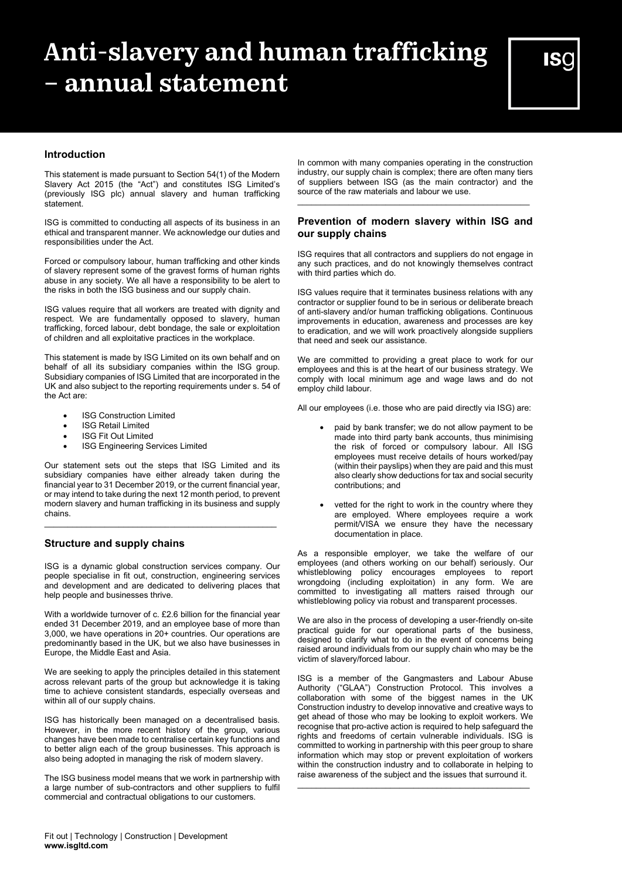# Anti-slavery and human trafficking – annual statement

## Introduction

This statement is made pursuant to Section 54(1) of the Modern Slavery Act 2015 (the "Act") and constitutes ISG Limited's (previously ISG plc) annual slavery and human trafficking statement.

ISG is committed to conducting all aspects of its business in an ethical and transparent manner. We acknowledge our duties and responsibilities under the Act.

Forced or compulsory labour, human trafficking and other kinds of slavery represent some of the gravest forms of human rights abuse in any society. We all have a responsibility to be alert to the risks in both the ISG business and our supply chain.

ISG values require that all workers are treated with dignity and respect. We are fundamentally opposed to slavery, human trafficking, forced labour, debt bondage, the sale or exploitation of children and all exploitative practices in the workplace.

This statement is made by ISG Limited on its own behalf and on behalf of all its subsidiary companies within the ISG group. Subsidiary companies of ISG Limited that are incorporated in the UK and also subject to the reporting requirements under s. 54 of the Act are:

- ISG Construction Limited
- ISG Retail Limited
- ISG Fit Out Limited
- ISG Engineering Services Limited

Our statement sets out the steps that ISG Limited and its subsidiary companies have either already taken during the financial year to 31 December 2019, or the current financial year, or may intend to take during the next 12 month period, to prevent modern slavery and human trafficking in its business and supply chains.

## Structure and supply chains

ISG is a dynamic global construction services company. Our people specialise in fit out, construction, engineering services and development and are dedicated to delivering places that help people and businesses thrive.

With a worldwide turnover of c. £2.6 billion for the financial year ended 31 December 2019, and an employee base of more than 3,000, we have operations in 20+ countries. Our operations are predominantly based in the UK, but we also have businesses in Europe, the Middle East and Asia.

We are seeking to apply the principles detailed in this statement across relevant parts of the group but acknowledge it is taking time to achieve consistent standards, especially overseas and within all of our supply chains.

ISG has historically been managed on a decentralised basis. However, in the more recent history of the group, various changes have been made to centralise certain key functions and to better align each of the group businesses. This approach is also being adopted in managing the risk of modern slavery.

The ISG business model means that we work in partnership with a large number of sub-contractors and other suppliers to fulfil commercial and contractual obligations to our customers.

In common with many companies operating in the construction industry, our supply chain is complex; there are often many tiers of suppliers between ISG (as the main contractor) and the source of the raw materials and labour we use.

## Prevention of modern slavery within ISG and our supply chains

ISG requires that all contractors and suppliers do not engage in any such practices, and do not knowingly themselves contract with third parties which do.

ISG values require that it terminates business relations with any contractor or supplier found to be in serious or deliberate breach of anti-slavery and/or human trafficking obligations. Continuous improvements in education, awareness and processes are key to eradication, and we will work proactively alongside suppliers that need and seek our assistance.

We are committed to providing a great place to work for our employees and this is at the heart of our business strategy. We comply with local minimum age and wage laws and do not employ child labour.

All our employees (i.e. those who are paid directly via ISG) are:

- paid by bank transfer; we do not allow payment to be made into third party bank accounts, thus minimising the risk of forced or compulsory labour. All ISG employees must receive details of hours worked/pay (within their payslips) when they are paid and this must also clearly show deductions for tax and social security contributions; and
- vetted for the right to work in the country where they are employed. Where employees require a work permit/VISA we ensure they have the necessary documentation in place.

As a responsible employer, we take the welfare of our employees (and others working on our behalf) seriously. Our whistleblowing policy encourages employees to report wrongdoing (including exploitation) in any form. We are committed to investigating all matters raised through our whistleblowing policy via robust and transparent processes.

We are also in the process of developing a user-friendly on-site practical guide for our operational parts of the business, designed to clarify what to do in the event of concerns being raised around individuals from our supply chain who may be the victim of slavery/forced labour.

ISG is a member of the Gangmasters and Labour Abuse Authority ("GLAA") Construction Protocol. This involves a collaboration with some of the biggest names in the UK Construction industry to develop innovative and creative ways to get ahead of those who may be looking to exploit workers. We recognise that pro-active action is required to help safeguard the rights and freedoms of certain vulnerable individuals. ISG is committed to working in partnership with this peer group to share information which may stop or prevent exploitation of workers within the construction industry and to collaborate in helping to raise awareness of the subject and the issues that surround it.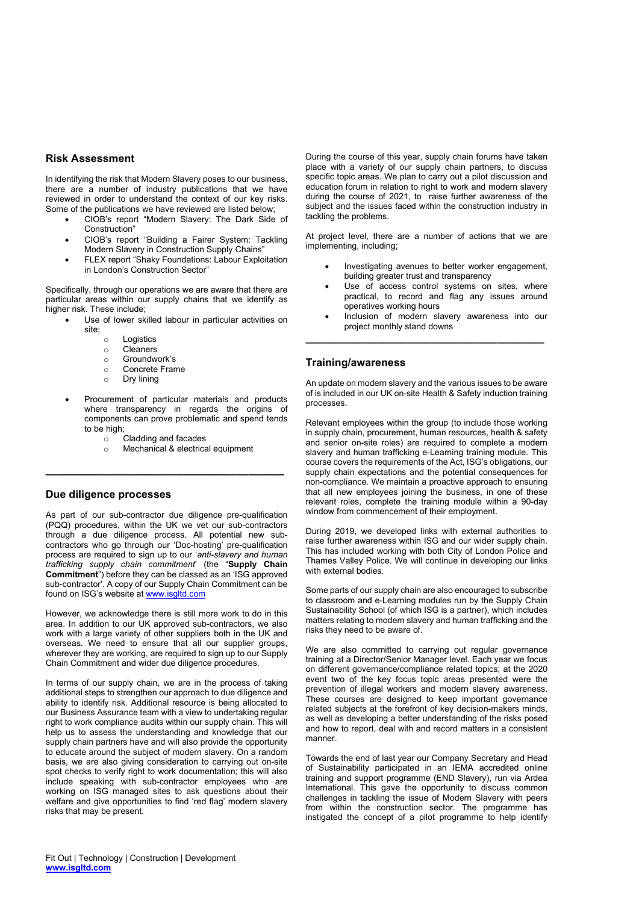## Risk Assessment

In identifying the risk that Modern Slavery poses to our business, there are a number of industry publications that we have reviewed in order to understand the context of our key risks. Some of the publications we have reviewed are listed below;

- CIOB's report "Modern Slavery: The Dark Side of Construction"
- CIOB's report "Building a Fairer System: Tackling Modern Slavery in Construction Supply Chains"
- FLEX report "Shaky Foundations: Labour Exploitation in London's Construction Sector"

Specifically, through our operations we are aware that there are particular areas within our supply chains that we identify as higher risk. These include;

- Use of lower skilled labour in particular activities on site;
  - Logistics
  - Cleaners
  - Groundwork's
  - Concrete Frame
  - Dry lining
- Procurement of particular materials and products where transparency in regards the origins of components can prove problematic and spend tends to be high;
  - Cladding and facades
  - Mechanical & electrical equipment

---

## Due diligence processes

As part of our sub-contractor due diligence pre-qualification (PQQ) procedures, within the UK we vet our sub-contractors through a due diligence process. All potential new sub-contractors who go through our 'Doc-hosting' pre-qualification process are required to sign up to our '*anti-slavery and human trafficking supply chain commitment*' (the "**Supply Chain Commitment**") before they can be classed as an 'ISG approved sub-contractor'. A copy of our Supply Chain Commitment can be found on ISG's website at www.isgltd.com

However, we acknowledge there is still more work to do in this area. In addition to our UK approved sub-contractors, we also work with a large variety of other suppliers both in the UK and overseas. We need to ensure that all our supplier groups, wherever they are working, are required to sign up to our Supply Chain Commitment and wider due diligence procedures.

In terms of our supply chain, we are in the process of taking additional steps to strengthen our approach to due diligence and ability to identify risk. Additional resource is being allocated to our Business Assurance team with a view to undertaking regular right to work compliance audits within our supply chain. This will help us to assess the understanding and knowledge that our supply chain partners have and will also provide the opportunity to educate around the subject of modern slavery. On a random basis, we are also giving consideration to carrying out on-site spot checks to verify right to work documentation; this will also include speaking with sub-contractor employees who are working on ISG managed sites to ask questions about their welfare and give opportunities to find 'red flag' modern slavery risks that may be present.

During the course of this year, supply chain forums have taken place with a variety of our supply chain partners, to discuss specific topic areas. We plan to carry out a pilot discussion and education forum in relation to right to work and modern slavery during the course of 2021, to raise further awareness of the subject and the issues faced within the construction industry in tackling the problems.

At project level, there are a number of actions that we are implementing, including;

- Investigating avenues to better worker engagement, building greater trust and transparency
- Use of access control systems on sites, where practical, to record and flag any issues around operatives working hours
- Inclusion of modern slavery awareness into our project monthly stand downs

---

## Training/awareness

An update on modern slavery and the various issues to be aware of is included in our UK on-site Health & Safety induction training processes.

Relevant employees within the group (to include those working in supply chain, procurement, human resources, health & safety and senior on-site roles) are required to complete a modern slavery and human trafficking e-Learning training module. This course covers the requirements of the Act, ISG's obligations, our supply chain expectations and the potential consequences for non-compliance. We maintain a proactive approach to ensuring that all new employees joining the business, in one of these relevant roles, complete the training module within a 90-day window from commencement of their employment.

During 2019, we developed links with external authorities to raise further awareness within ISG and our wider supply chain. This has included working with both City of London Police and Thames Valley Police. We will continue in developing our links with external bodies.

Some parts of our supply chain are also encouraged to subscribe to classroom and e-Learning modules run by the Supply Chain Sustainability School (of which ISG is a partner), which includes matters relating to modern slavery and human trafficking and the risks they need to be aware of.

We are also committed to carrying out regular governance training at a Director/Senior Manager level. Each year we focus on different governance/compliance related topics; at the 2020 event two of the key focus topic areas presented were the prevention of illegal workers and modern slavery awareness. These courses are designed to keep important governance related subjects at the forefront of key decision-makers minds, as well as developing a better understanding of the risks posed and how to report, deal with and record matters in a consistent manner.

Towards the end of last year our Company Secretary and Head of Sustainability participated in an IEMA accredited online training and support programme (END Slavery), run via Ardea International. This gave the opportunity to discuss common challenges in tackling the issue of Modern Slavery with peers from within the construction sector. The programme has instigated the concept of a pilot programme to help identify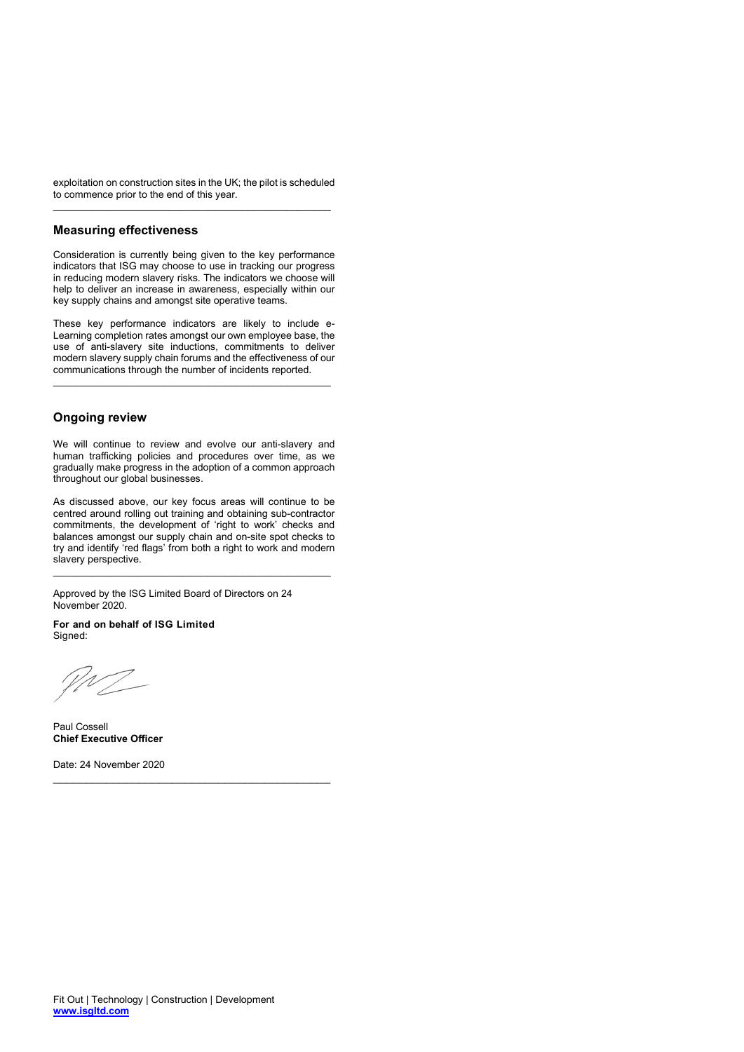exploitation on construction sites in the UK; the pilot is scheduled to commence prior to the end of this year.

---

## Measuring effectiveness

Consideration is currently being given to the key performance indicators that ISG may choose to use in tracking our progress in reducing modern slavery risks. The indicators we choose will help to deliver an increase in awareness, especially within our key supply chains and amongst site operative teams.

These key performance indicators are likely to include e-Learning completion rates amongst our own employee base, the use of anti-slavery site inductions, commitments to deliver modern slavery supply chain forums and the effectiveness of our communications through the number of incidents reported.

---

## Ongoing review

We will continue to review and evolve our anti-slavery and human trafficking policies and procedures over time, as we gradually make progress in the adoption of a common approach throughout our global businesses.

As discussed above, our key focus areas will continue to be centred around rolling out training and obtaining sub-contractor commitments, the development of 'right to work' checks and balances amongst our supply chain and on-site spot checks to try and identify 'red flags' from both a right to work and modern slavery perspective.

---

Approved by the ISG Limited Board of Directors on 24 November 2020.

**For and on behalf of ISG Limited**
Signed:

Paul Cossell
**Chief Executive Officer**

Date: 24 November 2020

---

Fit Out | Technology | Construction | Development
**www.isgltd.com**